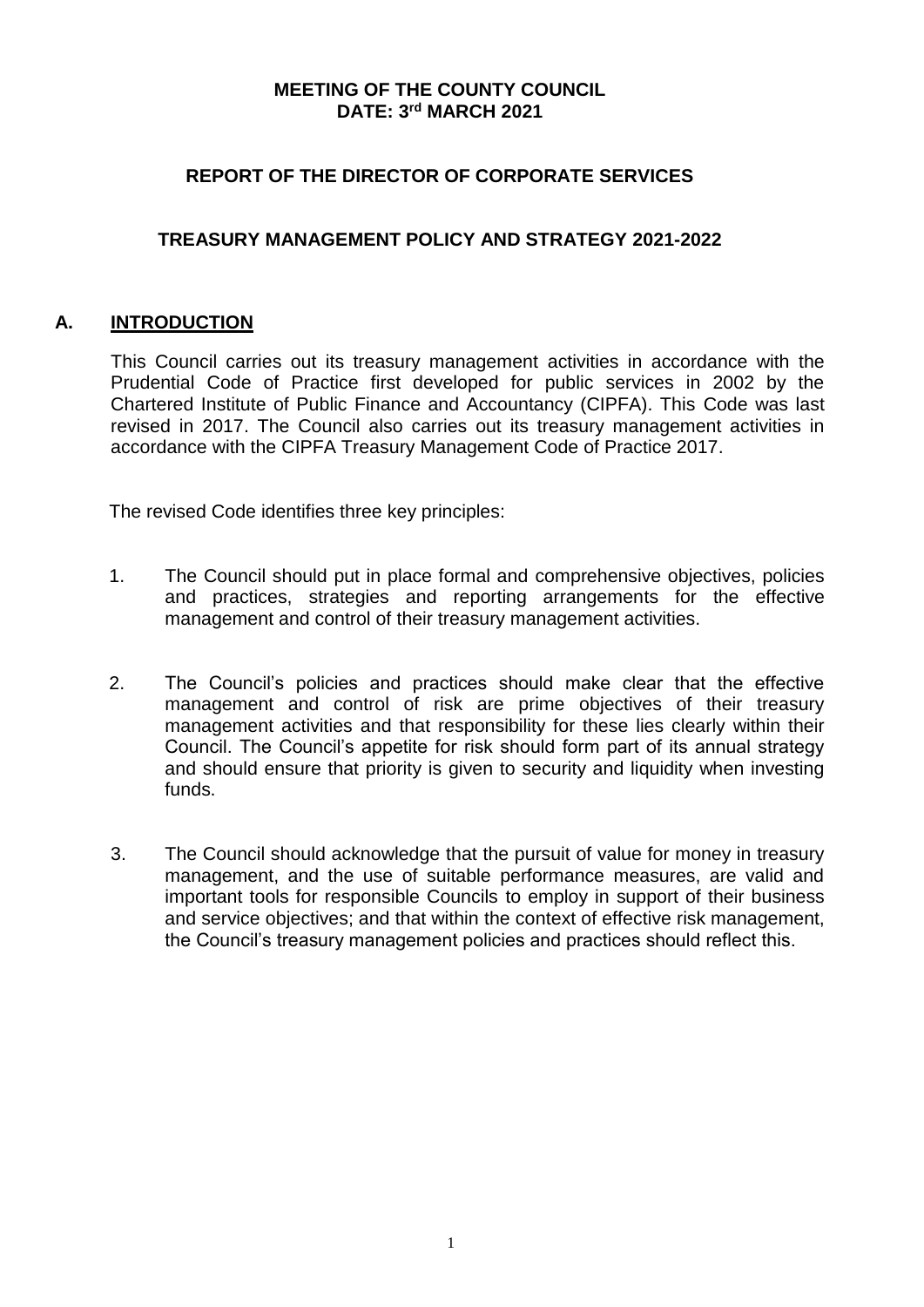**MEETING OF THE COUNTY COUNCIL**
**DATE: 3rd MARCH 2021**

**REPORT OF THE DIRECTOR OF CORPORATE SERVICES**

**TREASURY MANAGEMENT POLICY AND STRATEGY 2021-2022**

## A. INTRODUCTION

This Council carries out its treasury management activities in accordance with the Prudential Code of Practice first developed for public services in 2002 by the Chartered Institute of Public Finance and Accountancy (CIPFA). This Code was last revised in 2017. The Council also carries out its treasury management activities in accordance with the CIPFA Treasury Management Code of Practice 2017.

The revised Code identifies three key principles:

1. The Council should put in place formal and comprehensive objectives, policies and practices, strategies and reporting arrangements for the effective management and control of their treasury management activities.

2. The Council's policies and practices should make clear that the effective management and control of risk are prime objectives of their treasury management activities and that responsibility for these lies clearly within their Council. The Council's appetite for risk should form part of its annual strategy and should ensure that priority is given to security and liquidity when investing funds.

3. The Council should acknowledge that the pursuit of value for money in treasury management, and the use of suitable performance measures, are valid and important tools for responsible Councils to employ in support of their business and service objectives; and that within the context of effective risk management, the Council's treasury management policies and practices should reflect this.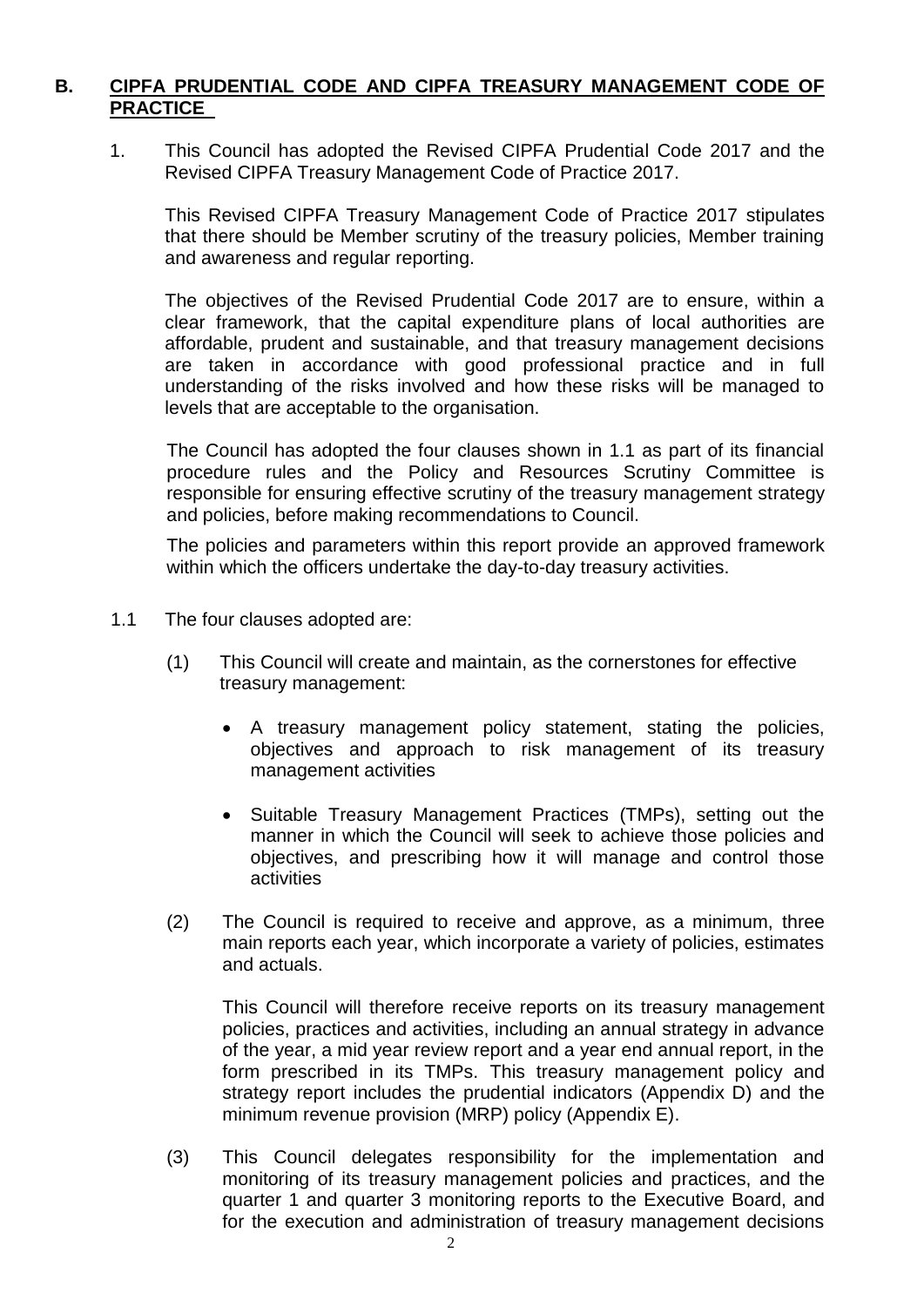## B. CIPFA PRUDENTIAL CODE AND CIPFA TREASURY MANAGEMENT CODE OF PRACTICE

1. This Council has adopted the Revised CIPFA Prudential Code 2017 and the Revised CIPFA Treasury Management Code of Practice 2017.

   This Revised CIPFA Treasury Management Code of Practice 2017 stipulates that there should be Member scrutiny of the treasury policies, Member training and awareness and regular reporting.

   The objectives of the Revised Prudential Code 2017 are to ensure, within a clear framework, that the capital expenditure plans of local authorities are affordable, prudent and sustainable, and that treasury management decisions are taken in accordance with good professional practice and in full understanding of the risks involved and how these risks will be managed to levels that are acceptable to the organisation.

   The Council has adopted the four clauses shown in 1.1 as part of its financial procedure rules and the Policy and Resources Scrutiny Committee is responsible for ensuring effective scrutiny of the treasury management strategy and policies, before making recommendations to Council.

   The policies and parameters within this report provide an approved framework within which the officers undertake the day-to-day treasury activities.

1.1 The four clauses adopted are:

   (1) This Council will create and maintain, as the cornerstones for effective treasury management:

   - A treasury management policy statement, stating the policies, objectives and approach to risk management of its treasury management activities
   - Suitable Treasury Management Practices (TMPs), setting out the manner in which the Council will seek to achieve those policies and objectives, and prescribing how it will manage and control those activities

   (2) The Council is required to receive and approve, as a minimum, three main reports each year, which incorporate a variety of policies, estimates and actuals.

   This Council will therefore receive reports on its treasury management policies, practices and activities, including an annual strategy in advance of the year, a mid year review report and a year end annual report, in the form prescribed in its TMPs. This treasury management policy and strategy report includes the prudential indicators (Appendix D) and the minimum revenue provision (MRP) policy (Appendix E).

   (3) This Council delegates responsibility for the implementation and monitoring of its treasury management policies and practices, and the quarter 1 and quarter 3 monitoring reports to the Executive Board, and for the execution and administration of treasury management decisions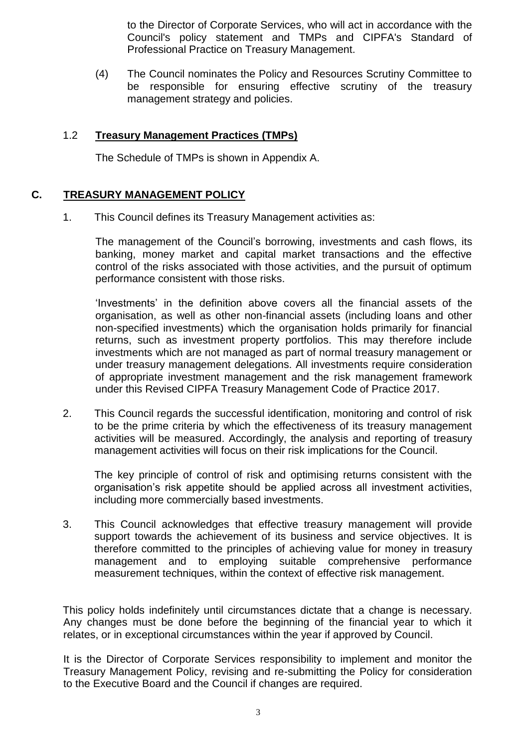to the Director of Corporate Services, who will act in accordance with the Council's policy statement and TMPs and CIPFA's Standard of Professional Practice on Treasury Management.

(4) The Council nominates the Policy and Resources Scrutiny Committee to be responsible for ensuring effective scrutiny of the treasury management strategy and policies.

### 1.2 **Treasury Management Practices (TMPs)**

The Schedule of TMPs is shown in Appendix A.

## C. **TREASURY MANAGEMENT POLICY**

1. This Council defines its Treasury Management activities as:

   The management of the Council's borrowing, investments and cash flows, its banking, money market and capital market transactions and the effective control of the risks associated with those activities, and the pursuit of optimum performance consistent with those risks.

   'Investments' in the definition above covers all the financial assets of the organisation, as well as other non-financial assets (including loans and other non-specified investments) which the organisation holds primarily for financial returns, such as investment property portfolios. This may therefore include investments which are not managed as part of normal treasury management or under treasury management delegations. All investments require consideration of appropriate investment management and the risk management framework under this Revised CIPFA Treasury Management Code of Practice 2017.

2. This Council regards the successful identification, monitoring and control of risk to be the prime criteria by which the effectiveness of its treasury management activities will be measured. Accordingly, the analysis and reporting of treasury management activities will focus on their risk implications for the Council.

   The key principle of control of risk and optimising returns consistent with the organisation's risk appetite should be applied across all investment activities, including more commercially based investments.

3. This Council acknowledges that effective treasury management will provide support towards the achievement of its business and service objectives. It is therefore committed to the principles of achieving value for money in treasury management and to employing suitable comprehensive performance measurement techniques, within the context of effective risk management.

This policy holds indefinitely until circumstances dictate that a change is necessary. Any changes must be done before the beginning of the financial year to which it relates, or in exceptional circumstances within the year if approved by Council.

It is the Director of Corporate Services responsibility to implement and monitor the Treasury Management Policy, revising and re-submitting the Policy for consideration to the Executive Board and the Council if changes are required.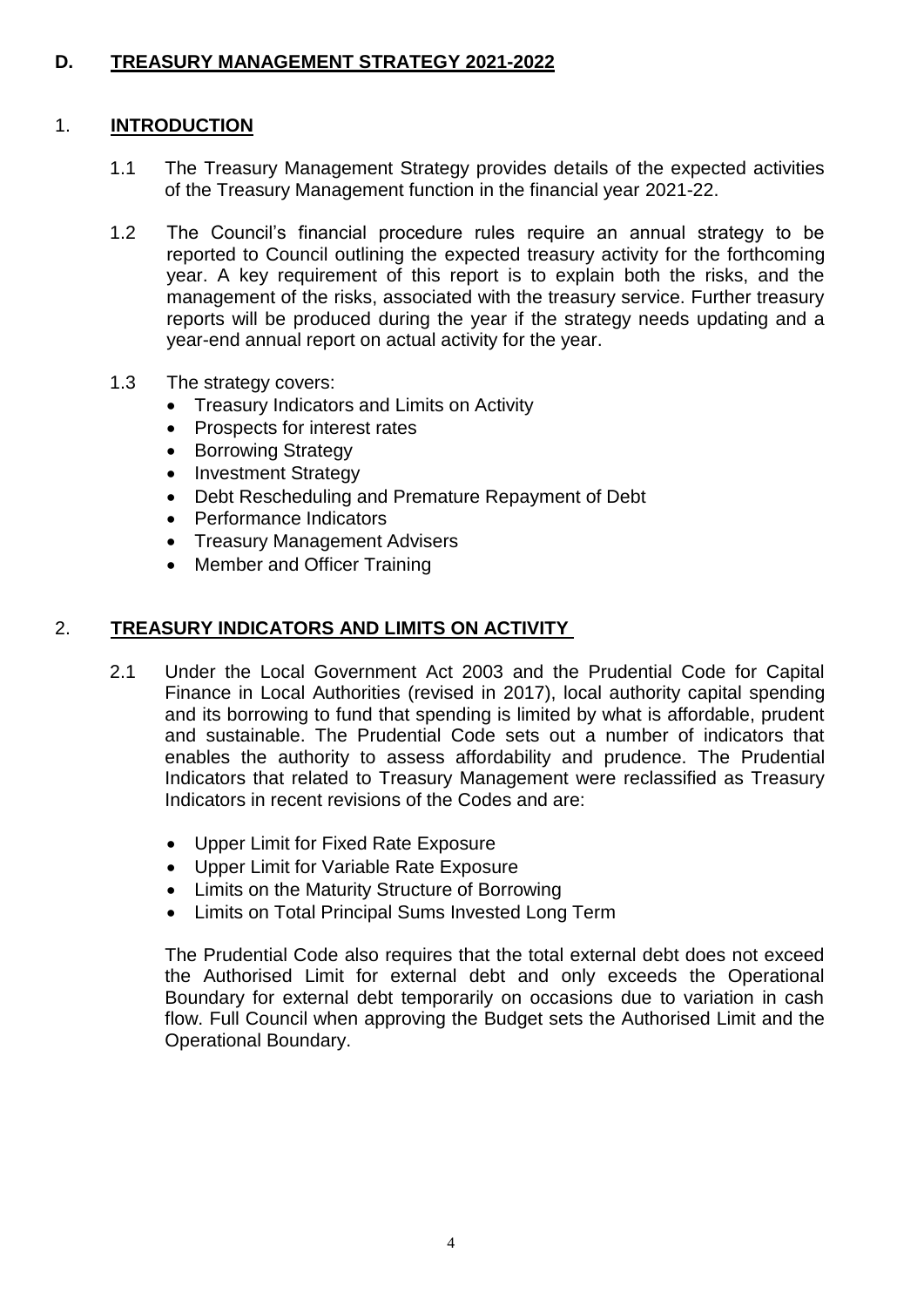# D. TREASURY MANAGEMENT STRATEGY 2021-2022

## 1. INTRODUCTION

1.1 The Treasury Management Strategy provides details of the expected activities of the Treasury Management function in the financial year 2021-22.

1.2 The Council's financial procedure rules require an annual strategy to be reported to Council outlining the expected treasury activity for the forthcoming year. A key requirement of this report is to explain both the risks, and the management of the risks, associated with the treasury service. Further treasury reports will be produced during the year if the strategy needs updating and a year-end annual report on actual activity for the year.

1.3 The strategy covers:

- Treasury Indicators and Limits on Activity
- Prospects for interest rates
- Borrowing Strategy
- Investment Strategy
- Debt Rescheduling and Premature Repayment of Debt
- Performance Indicators
- Treasury Management Advisers
- Member and Officer Training

## 2. TREASURY INDICATORS AND LIMITS ON ACTIVITY

2.1 Under the Local Government Act 2003 and the Prudential Code for Capital Finance in Local Authorities (revised in 2017), local authority capital spending and its borrowing to fund that spending is limited by what is affordable, prudent and sustainable. The Prudential Code sets out a number of indicators that enables the authority to assess affordability and prudence. The Prudential Indicators that related to Treasury Management were reclassified as Treasury Indicators in recent revisions of the Codes and are:

- Upper Limit for Fixed Rate Exposure
- Upper Limit for Variable Rate Exposure
- Limits on the Maturity Structure of Borrowing
- Limits on Total Principal Sums Invested Long Term

The Prudential Code also requires that the total external debt does not exceed the Authorised Limit for external debt and only exceeds the Operational Boundary for external debt temporarily on occasions due to variation in cash flow. Full Council when approving the Budget sets the Authorised Limit and the Operational Boundary.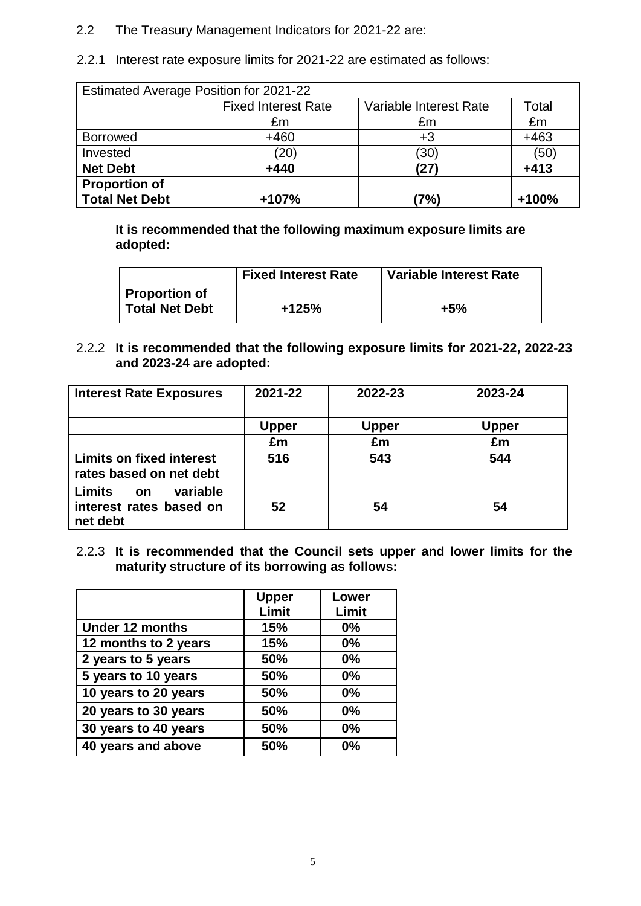2.2 The Treasury Management Indicators for 2021-22 are:

2.2.1 Interest rate exposure limits for 2021-22 are estimated as follows:

| Estimated Average Position for 2021-22 | | | |
|---|---|---|---|
| | Fixed Interest Rate | Variable Interest Rate | Total |
| | £m | £m | £m |
| Borrowed | +460 | +3 | +463 |
| Invested | (20) | (30) | (50) |
| **Net Debt** | **+440** | **(27)** | **+413** |
| **Proportion of Total Net Debt** | **+107%** | **(7%)** | **+100%** |

**It is recommended that the following maximum exposure limits are adopted:**

| | Fixed Interest Rate | Variable Interest Rate |
|---|---|---|
| **Proportion of Total Net Debt** | **+125%** | **+5%** |

2.2.2 **It is recommended that the following exposure limits for 2021-22, 2022-23 and 2023-24 are adopted:**

| Interest Rate Exposures | 2021-22 | 2022-23 | 2023-24 |
|---|---|---|---|
| | **Upper** | **Upper** | **Upper** |
| | **£m** | **£m** | **£m** |
| **Limits on fixed interest rates based on net debt** | **516** | **543** | **544** |
| **Limits on variable interest rates based on net debt** | **52** | **54** | **54** |

2.2.3 **It is recommended that the Council sets upper and lower limits for the maturity structure of its borrowing as follows:**

| | Upper Limit | Lower Limit |
|---|---|---|
| **Under 12 months** | **15%** | **0%** |
| **12 months to 2 years** | **15%** | **0%** |
| **2 years to 5 years** | **50%** | **0%** |
| **5 years to 10 years** | **50%** | **0%** |
| **10 years to 20 years** | **50%** | **0%** |
| **20 years to 30 years** | **50%** | **0%** |
| **30 years to 40 years** | **50%** | **0%** |
| **40 years and above** | **50%** | **0%** |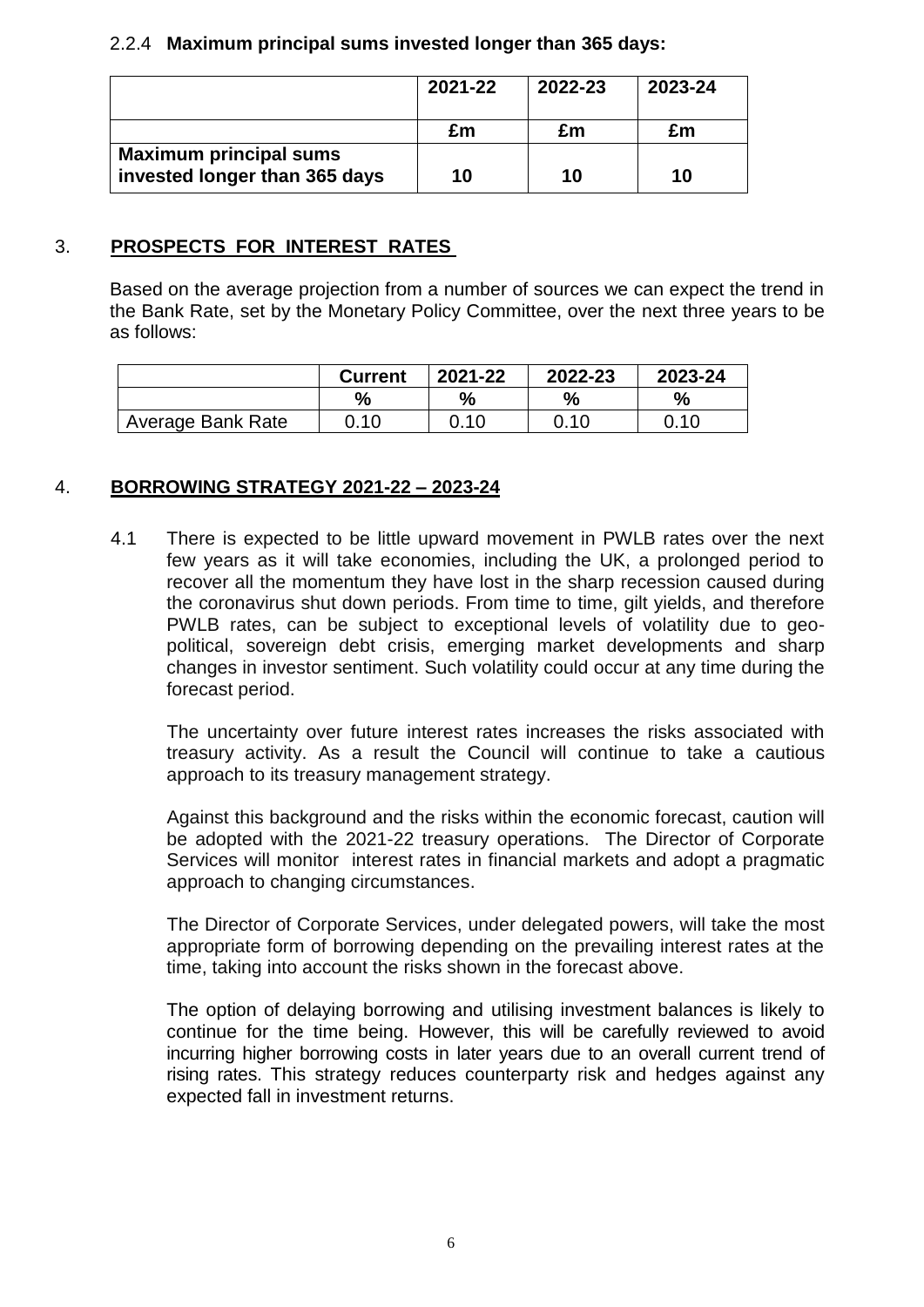2.2.4 **Maximum principal sums invested longer than 365 days:**

| | 2021-22 | 2022-23 | 2023-24 |
|---|---|---|---|
| | £m | £m | £m |
| **Maximum principal sums invested longer than 365 days** | 10 | 10 | 10 |

## 3. PROSPECTS FOR INTEREST RATES

Based on the average projection from a number of sources we can expect the trend in the Bank Rate, set by the Monetary Policy Committee, over the next three years to be as follows:

| | Current | 2021-22 | 2022-23 | 2023-24 |
|---|---|---|---|---|
| | % | % | % | % |
| Average Bank Rate | 0.10 | 0.10 | 0.10 | 0.10 |

## 4. BORROWING STRATEGY 2021-22 – 2023-24

4.1 There is expected to be little upward movement in PWLB rates over the next few years as it will take economies, including the UK, a prolonged period to recover all the momentum they have lost in the sharp recession caused during the coronavirus shut down periods. From time to time, gilt yields, and therefore PWLB rates, can be subject to exceptional levels of volatility due to geo-political, sovereign debt crisis, emerging market developments and sharp changes in investor sentiment. Such volatility could occur at any time during the forecast period.

The uncertainty over future interest rates increases the risks associated with treasury activity. As a result the Council will continue to take a cautious approach to its treasury management strategy.

Against this background and the risks within the economic forecast, caution will be adopted with the 2021-22 treasury operations. The Director of Corporate Services will monitor interest rates in financial markets and adopt a pragmatic approach to changing circumstances.

The Director of Corporate Services, under delegated powers, will take the most appropriate form of borrowing depending on the prevailing interest rates at the time, taking into account the risks shown in the forecast above.

The option of delaying borrowing and utilising investment balances is likely to continue for the time being. However, this will be carefully reviewed to avoid incurring higher borrowing costs in later years due to an overall current trend of rising rates. This strategy reduces counterparty risk and hedges against any expected fall in investment returns.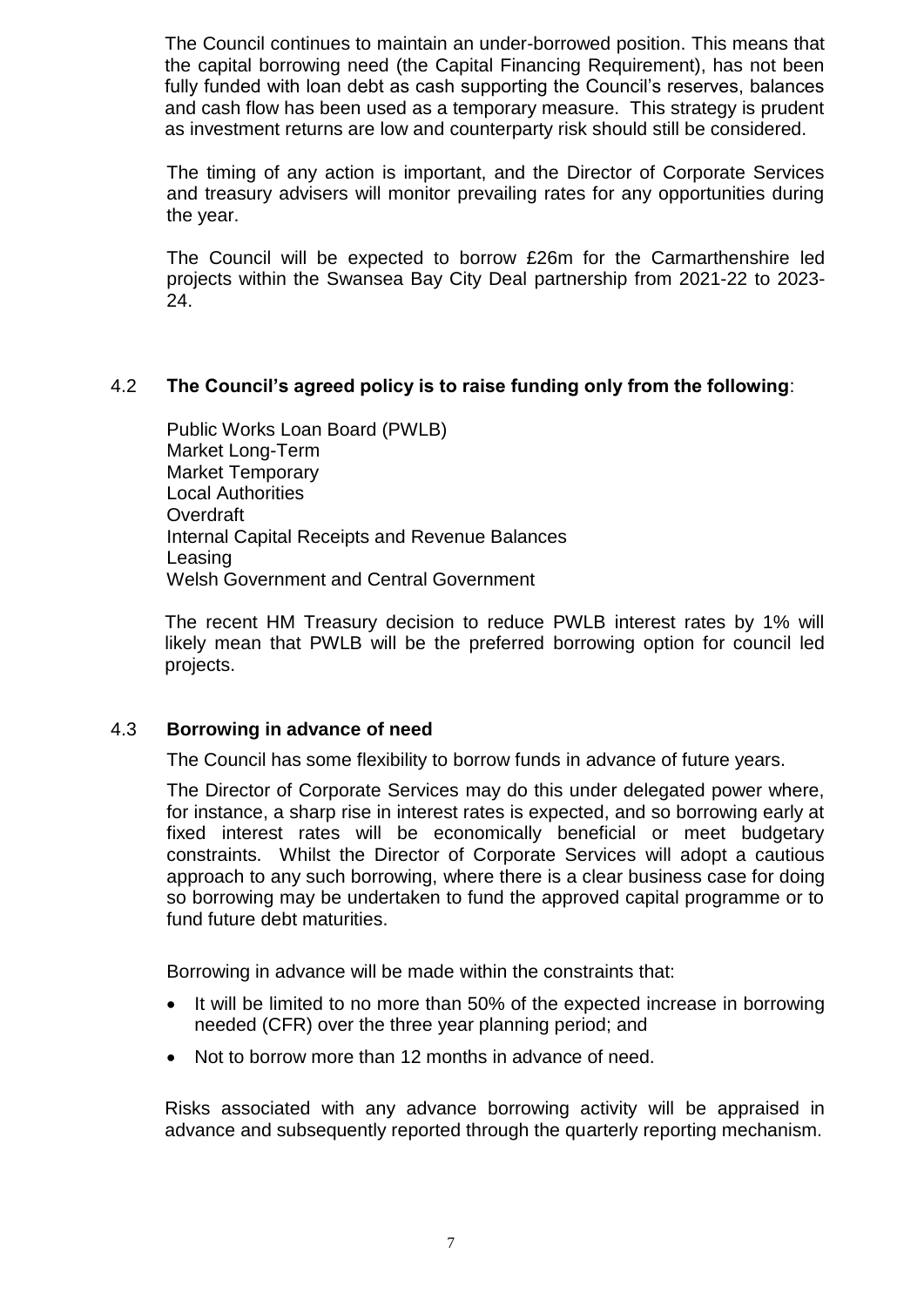The Council continues to maintain an under-borrowed position. This means that the capital borrowing need (the Capital Financing Requirement), has not been fully funded with loan debt as cash supporting the Council's reserves, balances and cash flow has been used as a temporary measure. This strategy is prudent as investment returns are low and counterparty risk should still be considered.

The timing of any action is important, and the Director of Corporate Services and treasury advisers will monitor prevailing rates for any opportunities during the year.

The Council will be expected to borrow £26m for the Carmarthenshire led projects within the Swansea Bay City Deal partnership from 2021-22 to 2023-24.

### 4.2 The Council's agreed policy is to raise funding only from the following:

Public Works Loan Board (PWLB)
Market Long-Term
Market Temporary
Local Authorities
Overdraft
Internal Capital Receipts and Revenue Balances
Leasing
Welsh Government and Central Government

The recent HM Treasury decision to reduce PWLB interest rates by 1% will likely mean that PWLB will be the preferred borrowing option for council led projects.

### 4.3 Borrowing in advance of need

The Council has some flexibility to borrow funds in advance of future years.

The Director of Corporate Services may do this under delegated power where, for instance, a sharp rise in interest rates is expected, and so borrowing early at fixed interest rates will be economically beneficial or meet budgetary constraints. Whilst the Director of Corporate Services will adopt a cautious approach to any such borrowing, where there is a clear business case for doing so borrowing may be undertaken to fund the approved capital programme or to fund future debt maturities.

Borrowing in advance will be made within the constraints that:

- It will be limited to no more than 50% of the expected increase in borrowing needed (CFR) over the three year planning period; and
- Not to borrow more than 12 months in advance of need.

Risks associated with any advance borrowing activity will be appraised in advance and subsequently reported through the quarterly reporting mechanism.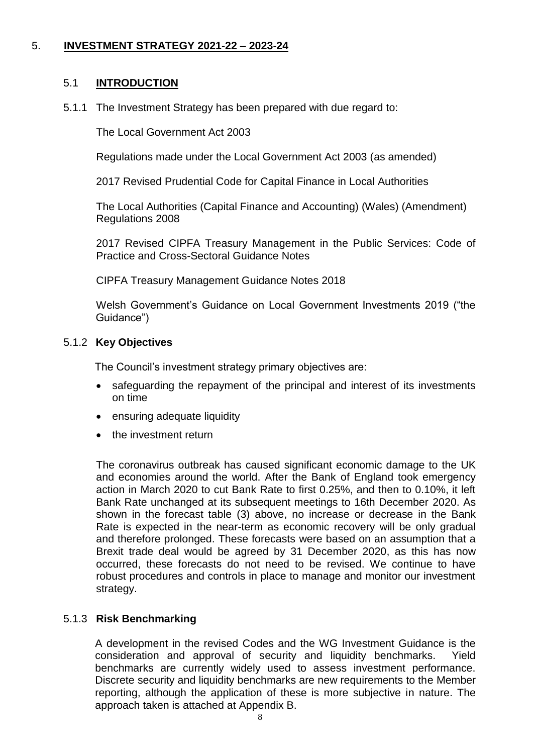# 5. INVESTMENT STRATEGY 2021-22 – 2023-24

## 5.1 INTRODUCTION

5.1.1 The Investment Strategy has been prepared with due regard to:

The Local Government Act 2003

Regulations made under the Local Government Act 2003 (as amended)

2017 Revised Prudential Code for Capital Finance in Local Authorities

The Local Authorities (Capital Finance and Accounting) (Wales) (Amendment) Regulations 2008

2017 Revised CIPFA Treasury Management in the Public Services: Code of Practice and Cross-Sectoral Guidance Notes

CIPFA Treasury Management Guidance Notes 2018

Welsh Government's Guidance on Local Government Investments 2019 ("the Guidance")

### 5.1.2 Key Objectives

The Council's investment strategy primary objectives are:

- safeguarding the repayment of the principal and interest of its investments on time
- ensuring adequate liquidity
- the investment return

The coronavirus outbreak has caused significant economic damage to the UK and economies around the world. After the Bank of England took emergency action in March 2020 to cut Bank Rate to first 0.25%, and then to 0.10%, it left Bank Rate unchanged at its subsequent meetings to 16th December 2020. As shown in the forecast table (3) above, no increase or decrease in the Bank Rate is expected in the near-term as economic recovery will be only gradual and therefore prolonged. These forecasts were based on an assumption that a Brexit trade deal would be agreed by 31 December 2020, as this has now occurred, these forecasts do not need to be revised. We continue to have robust procedures and controls in place to manage and monitor our investment strategy.

### 5.1.3 Risk Benchmarking

A development in the revised Codes and the WG Investment Guidance is the consideration and approval of security and liquidity benchmarks. Yield benchmarks are currently widely used to assess investment performance. Discrete security and liquidity benchmarks are new requirements to the Member reporting, although the application of these is more subjective in nature. The approach taken is attached at Appendix B.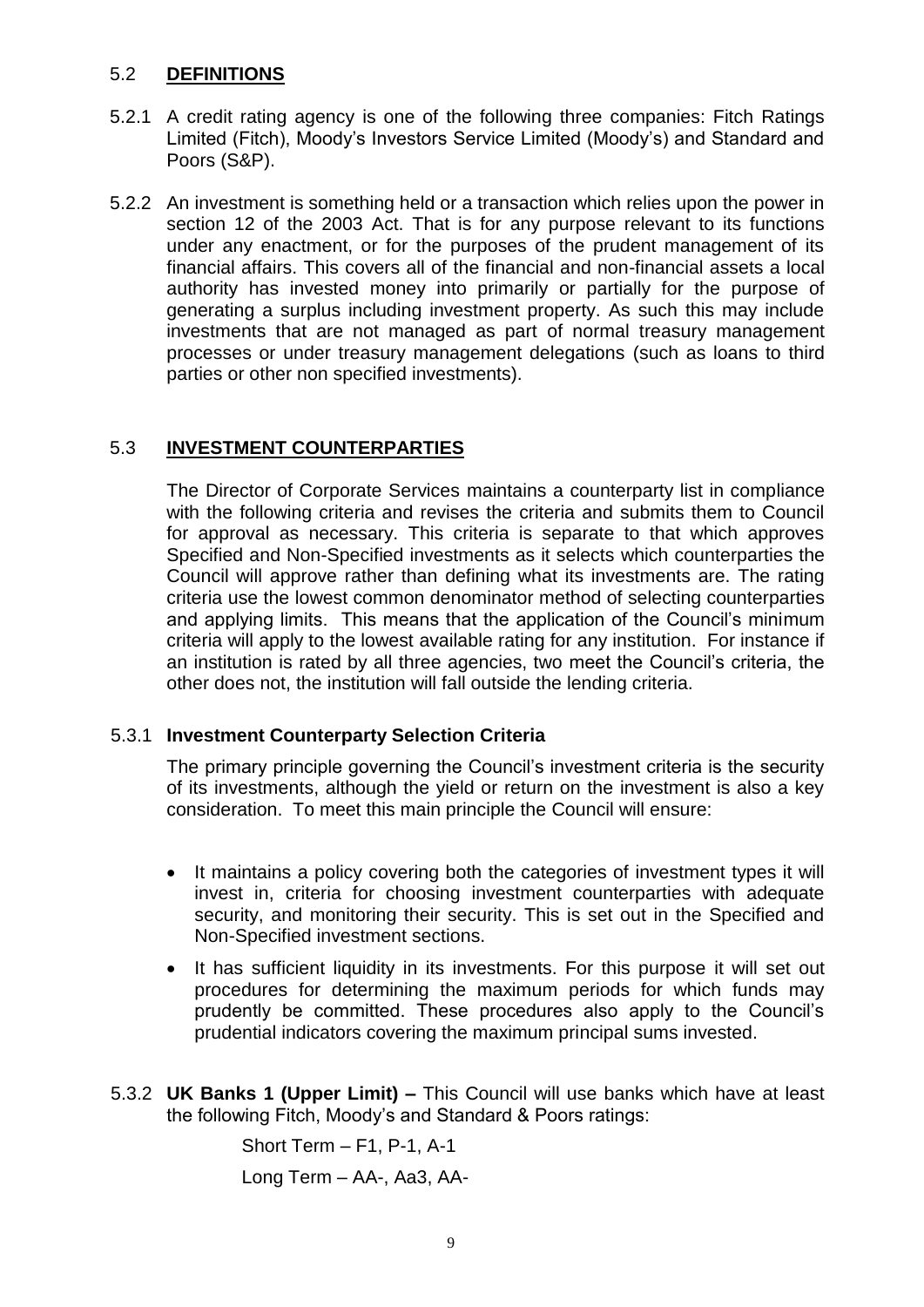## 5.2 **DEFINITIONS**

5.2.1 A credit rating agency is one of the following three companies: Fitch Ratings Limited (Fitch), Moody's Investors Service Limited (Moody's) and Standard and Poors (S&P).

5.2.2 An investment is something held or a transaction which relies upon the power in section 12 of the 2003 Act. That is for any purpose relevant to its functions under any enactment, or for the purposes of the prudent management of its financial affairs. This covers all of the financial and non-financial assets a local authority has invested money into primarily or partially for the purpose of generating a surplus including investment property. As such this may include investments that are not managed as part of normal treasury management processes or under treasury management delegations (such as loans to third parties or other non specified investments).

## 5.3 **INVESTMENT COUNTERPARTIES**

The Director of Corporate Services maintains a counterparty list in compliance with the following criteria and revises the criteria and submits them to Council for approval as necessary. This criteria is separate to that which approves Specified and Non-Specified investments as it selects which counterparties the Council will approve rather than defining what its investments are. The rating criteria use the lowest common denominator method of selecting counterparties and applying limits. This means that the application of the Council's minimum criteria will apply to the lowest available rating for any institution. For instance if an institution is rated by all three agencies, two meet the Council's criteria, the other does not, the institution will fall outside the lending criteria.

### 5.3.1 **Investment Counterparty Selection Criteria**

The primary principle governing the Council's investment criteria is the security of its investments, although the yield or return on the investment is also a key consideration. To meet this main principle the Council will ensure:

- It maintains a policy covering both the categories of investment types it will invest in, criteria for choosing investment counterparties with adequate security, and monitoring their security. This is set out in the Specified and Non-Specified investment sections.
- It has sufficient liquidity in its investments. For this purpose it will set out procedures for determining the maximum periods for which funds may prudently be committed. These procedures also apply to the Council's prudential indicators covering the maximum principal sums invested.

5.3.2 **UK Banks 1 (Upper Limit) –** This Council will use banks which have at least the following Fitch, Moody's and Standard & Poors ratings:

Short Term – F1, P-1, A-1

Long Term – AA-, Aa3, AA-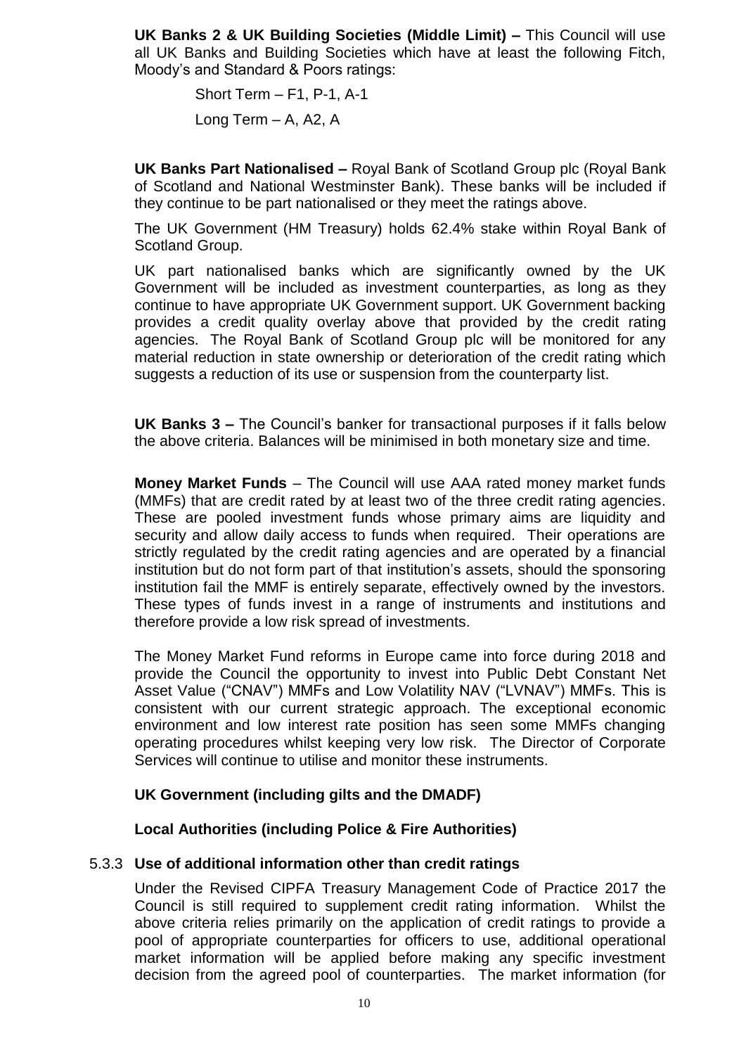**UK Banks 2 & UK Building Societies (Middle Limit) –** This Council will use all UK Banks and Building Societies which have at least the following Fitch, Moody's and Standard & Poors ratings:

Short Term – F1, P-1, A-1

Long Term – A, A2, A

**UK Banks Part Nationalised –** Royal Bank of Scotland Group plc (Royal Bank of Scotland and National Westminster Bank). These banks will be included if they continue to be part nationalised or they meet the ratings above.

The UK Government (HM Treasury) holds 62.4% stake within Royal Bank of Scotland Group.

UK part nationalised banks which are significantly owned by the UK Government will be included as investment counterparties, as long as they continue to have appropriate UK Government support. UK Government backing provides a credit quality overlay above that provided by the credit rating agencies. The Royal Bank of Scotland Group plc will be monitored for any material reduction in state ownership or deterioration of the credit rating which suggests a reduction of its use or suspension from the counterparty list.

**UK Banks 3 –** The Council's banker for transactional purposes if it falls below the above criteria. Balances will be minimised in both monetary size and time.

**Money Market Funds** – The Council will use AAA rated money market funds (MMFs) that are credit rated by at least two of the three credit rating agencies. These are pooled investment funds whose primary aims are liquidity and security and allow daily access to funds when required. Their operations are strictly regulated by the credit rating agencies and are operated by a financial institution but do not form part of that institution's assets, should the sponsoring institution fail the MMF is entirely separate, effectively owned by the investors. These types of funds invest in a range of instruments and institutions and therefore provide a low risk spread of investments.

The Money Market Fund reforms in Europe came into force during 2018 and provide the Council the opportunity to invest into Public Debt Constant Net Asset Value ("CNAV") MMFs and Low Volatility NAV ("LVNAV") MMFs. This is consistent with our current strategic approach. The exceptional economic environment and low interest rate position has seen some MMFs changing operating procedures whilst keeping very low risk. The Director of Corporate Services will continue to utilise and monitor these instruments.

**UK Government (including gilts and the DMADF)**

**Local Authorities (including Police & Fire Authorities)**

### 5.3.3 Use of additional information other than credit ratings

Under the Revised CIPFA Treasury Management Code of Practice 2017 the Council is still required to supplement credit rating information. Whilst the above criteria relies primarily on the application of credit ratings to provide a pool of appropriate counterparties for officers to use, additional operational market information will be applied before making any specific investment decision from the agreed pool of counterparties. The market information (for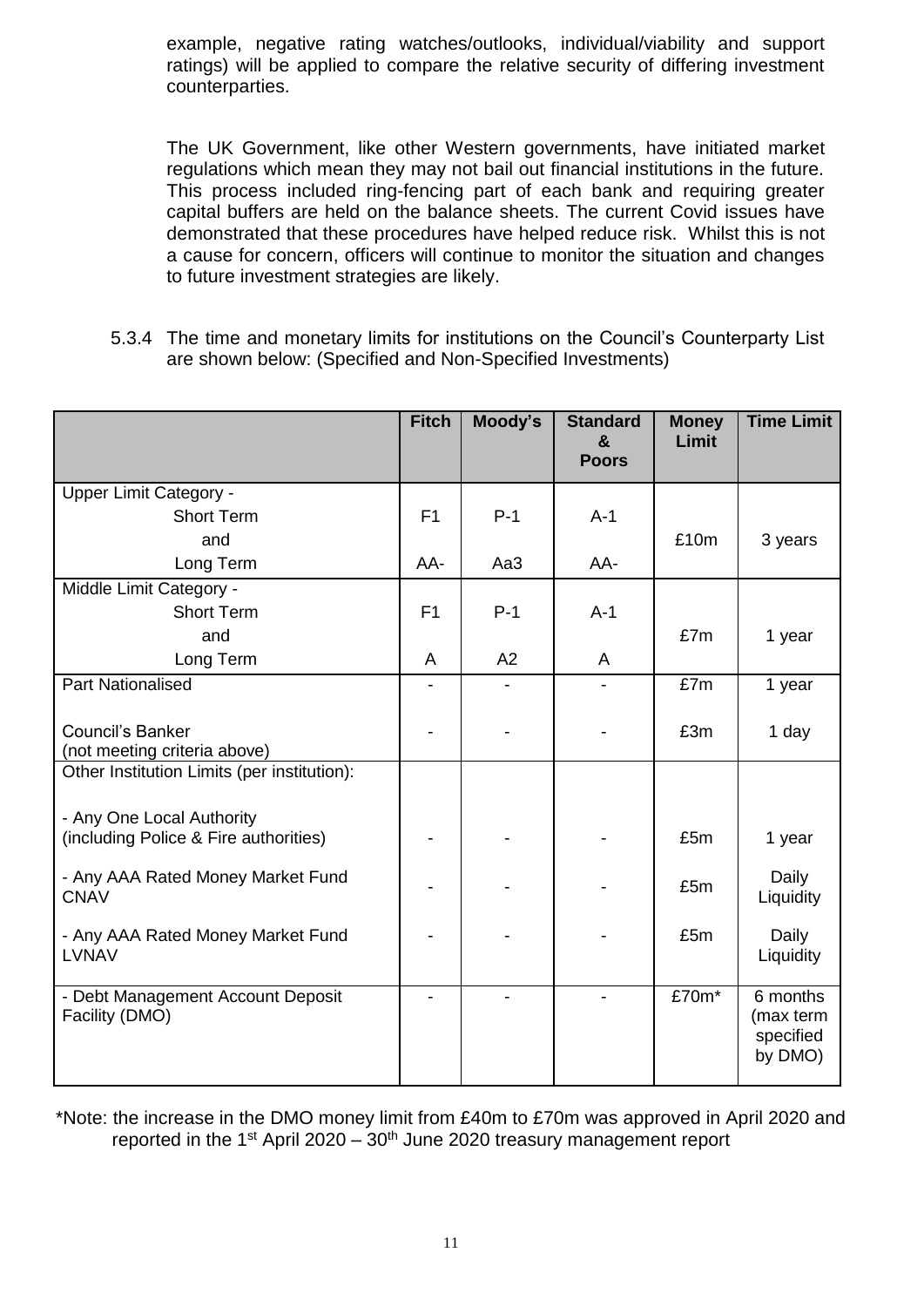example, negative rating watches/outlooks, individual/viability and support ratings) will be applied to compare the relative security of differing investment counterparties.

The UK Government, like other Western governments, have initiated market regulations which mean they may not bail out financial institutions in the future. This process included ring-fencing part of each bank and requiring greater capital buffers are held on the balance sheets. The current Covid issues have demonstrated that these procedures have helped reduce risk. Whilst this is not a cause for concern, officers will continue to monitor the situation and changes to future investment strategies are likely.

5.3.4 The time and monetary limits for institutions on the Council's Counterparty List are shown below: (Specified and Non-Specified Investments)

| | Fitch | Moody's | Standard & Poors | Money Limit | Time Limit |
|---|---|---|---|---|---|
| Upper Limit Category - | | | | | |
| Short Term | F1 | P-1 | A-1 | | |
| and | | | | £10m | 3 years |
| Long Term | AA- | Aa3 | AA- | | |
| Middle Limit Category - | | | | | |
| Short Term | F1 | P-1 | A-1 | | |
| and | | | | £7m | 1 year |
| Long Term | A | A2 | A | | |
| Part Nationalised | - | - | - | £7m | 1 year |
| Council's Banker (not meeting criteria above) | - | - | - | £3m | 1 day |
| Other Institution Limits (per institution): | | | | | |
| - Any One Local Authority (including Police & Fire authorities) | - | - | - | £5m | 1 year |
| - Any AAA Rated Money Market Fund CNAV | - | - | - | £5m | Daily Liquidity |
| - Any AAA Rated Money Market Fund LVNAV | - | - | - | £5m | Daily Liquidity |
| - Debt Management Account Deposit Facility (DMO) | - | - | - | £70m* | 6 months (max term specified by DMO) |

*Note: the increase in the DMO money limit from £40m to £70m was approved in April 2020 and reported in the 1st April 2020 – 30th June 2020 treasury management report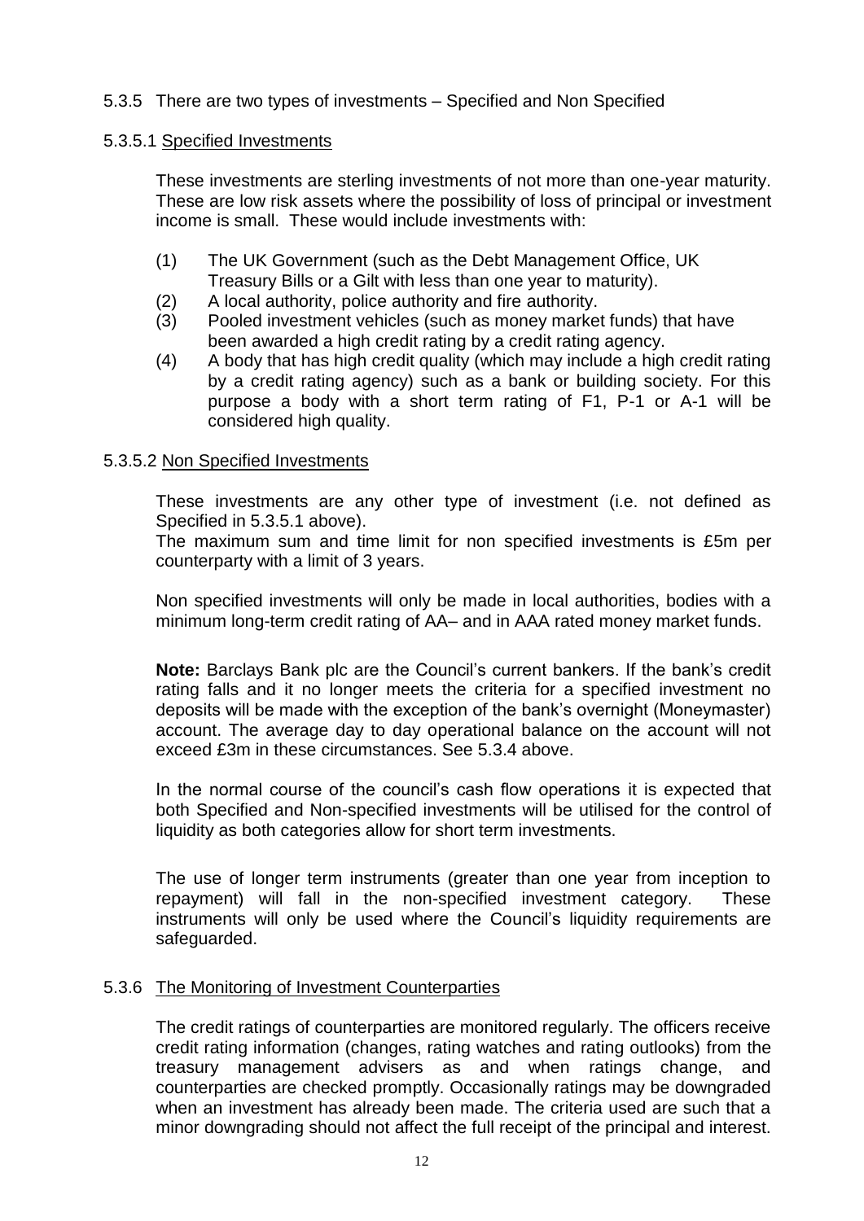5.3.5 There are two types of investments – Specified and Non Specified

5.3.5.1 Specified Investments

These investments are sterling investments of not more than one-year maturity. These are low risk assets where the possibility of loss of principal or investment income is small. These would include investments with:

(1) The UK Government (such as the Debt Management Office, UK Treasury Bills or a Gilt with less than one year to maturity).
(2) A local authority, police authority and fire authority.
(3) Pooled investment vehicles (such as money market funds) that have been awarded a high credit rating by a credit rating agency.
(4) A body that has high credit quality (which may include a high credit rating by a credit rating agency) such as a bank or building society. For this purpose a body with a short term rating of F1, P-1 or A-1 will be considered high quality.

5.3.5.2 Non Specified Investments

These investments are any other type of investment (i.e. not defined as Specified in 5.3.5.1 above).
The maximum sum and time limit for non specified investments is £5m per counterparty with a limit of 3 years.

Non specified investments will only be made in local authorities, bodies with a minimum long-term credit rating of AA– and in AAA rated money market funds.

**Note:** Barclays Bank plc are the Council's current bankers. If the bank's credit rating falls and it no longer meets the criteria for a specified investment no deposits will be made with the exception of the bank's overnight (Moneymaster) account. The average day to day operational balance on the account will not exceed £3m in these circumstances. See 5.3.4 above.

In the normal course of the council's cash flow operations it is expected that both Specified and Non-specified investments will be utilised for the control of liquidity as both categories allow for short term investments.

The use of longer term instruments (greater than one year from inception to repayment) will fall in the non-specified investment category. These instruments will only be used where the Council's liquidity requirements are safeguarded.

5.3.6 The Monitoring of Investment Counterparties

The credit ratings of counterparties are monitored regularly. The officers receive credit rating information (changes, rating watches and rating outlooks) from the treasury management advisers as and when ratings change, and counterparties are checked promptly. Occasionally ratings may be downgraded when an investment has already been made. The criteria used are such that a minor downgrading should not affect the full receipt of the principal and interest.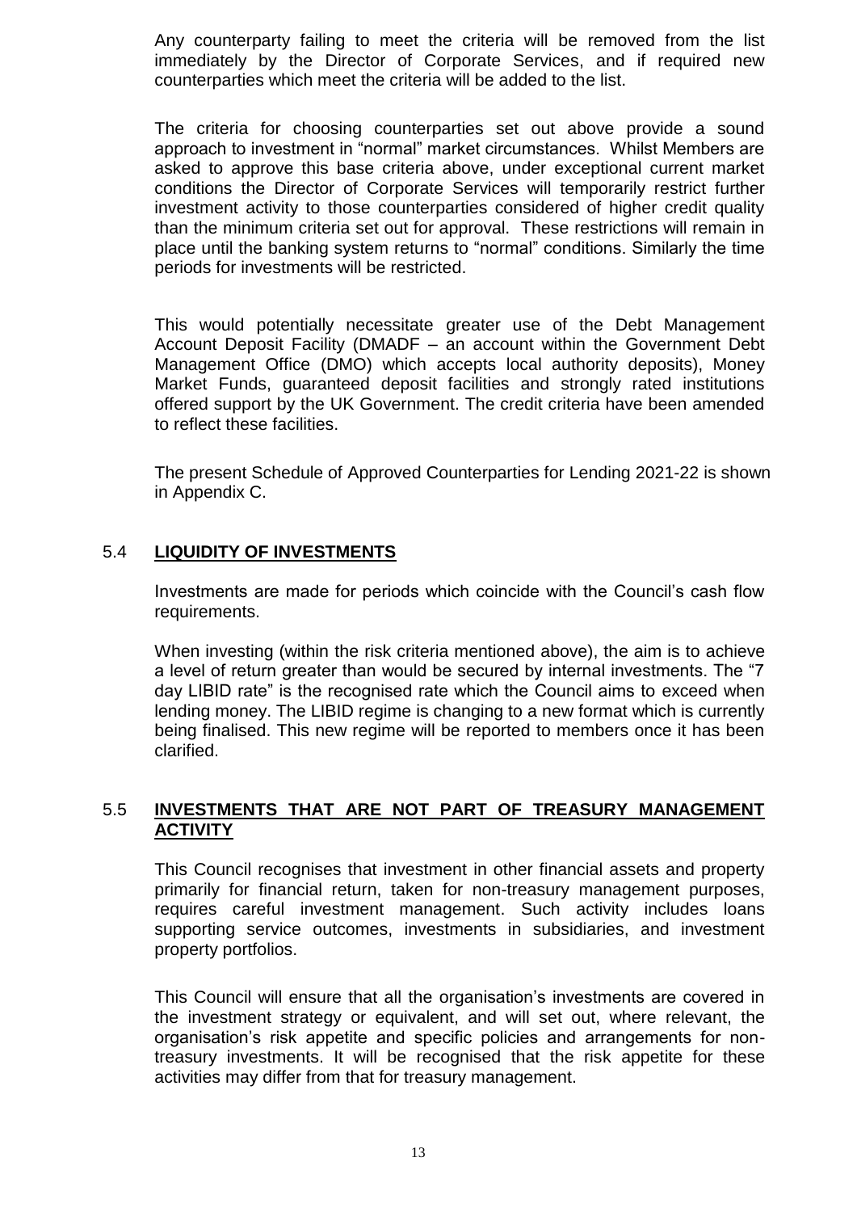Any counterparty failing to meet the criteria will be removed from the list immediately by the Director of Corporate Services, and if required new counterparties which meet the criteria will be added to the list.

The criteria for choosing counterparties set out above provide a sound approach to investment in "normal" market circumstances. Whilst Members are asked to approve this base criteria above, under exceptional current market conditions the Director of Corporate Services will temporarily restrict further investment activity to those counterparties considered of higher credit quality than the minimum criteria set out for approval. These restrictions will remain in place until the banking system returns to "normal" conditions. Similarly the time periods for investments will be restricted.

This would potentially necessitate greater use of the Debt Management Account Deposit Facility (DMADF – an account within the Government Debt Management Office (DMO) which accepts local authority deposits), Money Market Funds, guaranteed deposit facilities and strongly rated institutions offered support by the UK Government. The credit criteria have been amended to reflect these facilities.

The present Schedule of Approved Counterparties for Lending 2021-22 is shown in Appendix C.

## 5.4 **LIQUIDITY OF INVESTMENTS**

Investments are made for periods which coincide with the Council's cash flow requirements.

When investing (within the risk criteria mentioned above), the aim is to achieve a level of return greater than would be secured by internal investments. The "7 day LIBID rate" is the recognised rate which the Council aims to exceed when lending money. The LIBID regime is changing to a new format which is currently being finalised. This new regime will be reported to members once it has been clarified.

## 5.5 **INVESTMENTS THAT ARE NOT PART OF TREASURY MANAGEMENT ACTIVITY**

This Council recognises that investment in other financial assets and property primarily for financial return, taken for non-treasury management purposes, requires careful investment management. Such activity includes loans supporting service outcomes, investments in subsidiaries, and investment property portfolios.

This Council will ensure that all the organisation's investments are covered in the investment strategy or equivalent, and will set out, where relevant, the organisation's risk appetite and specific policies and arrangements for non-treasury investments. It will be recognised that the risk appetite for these activities may differ from that for treasury management.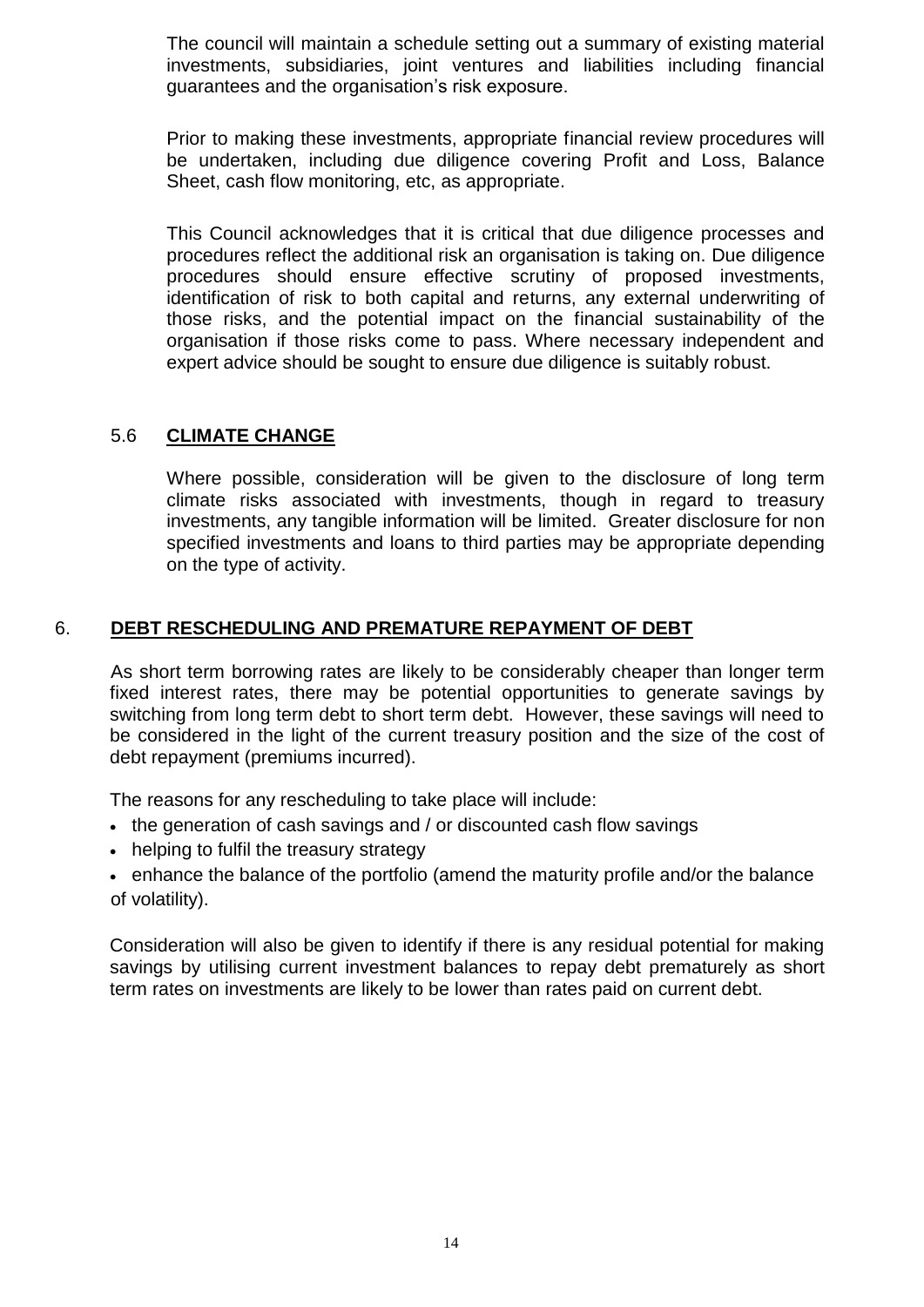The council will maintain a schedule setting out a summary of existing material investments, subsidiaries, joint ventures and liabilities including financial guarantees and the organisation's risk exposure.

Prior to making these investments, appropriate financial review procedures will be undertaken, including due diligence covering Profit and Loss, Balance Sheet, cash flow monitoring, etc, as appropriate.

This Council acknowledges that it is critical that due diligence processes and procedures reflect the additional risk an organisation is taking on. Due diligence procedures should ensure effective scrutiny of proposed investments, identification of risk to both capital and returns, any external underwriting of those risks, and the potential impact on the financial sustainability of the organisation if those risks come to pass. Where necessary independent and expert advice should be sought to ensure due diligence is suitably robust.

### 5.6 **CLIMATE CHANGE**

Where possible, consideration will be given to the disclosure of long term climate risks associated with investments, though in regard to treasury investments, any tangible information will be limited. Greater disclosure for non specified investments and loans to third parties may be appropriate depending on the type of activity.

## 6. **DEBT RESCHEDULING AND PREMATURE REPAYMENT OF DEBT**

As short term borrowing rates are likely to be considerably cheaper than longer term fixed interest rates, there may be potential opportunities to generate savings by switching from long term debt to short term debt. However, these savings will need to be considered in the light of the current treasury position and the size of the cost of debt repayment (premiums incurred).

The reasons for any rescheduling to take place will include:

- the generation of cash savings and / or discounted cash flow savings
- helping to fulfil the treasury strategy
- enhance the balance of the portfolio (amend the maturity profile and/or the balance of volatility).

Consideration will also be given to identify if there is any residual potential for making savings by utilising current investment balances to repay debt prematurely as short term rates on investments are likely to be lower than rates paid on current debt.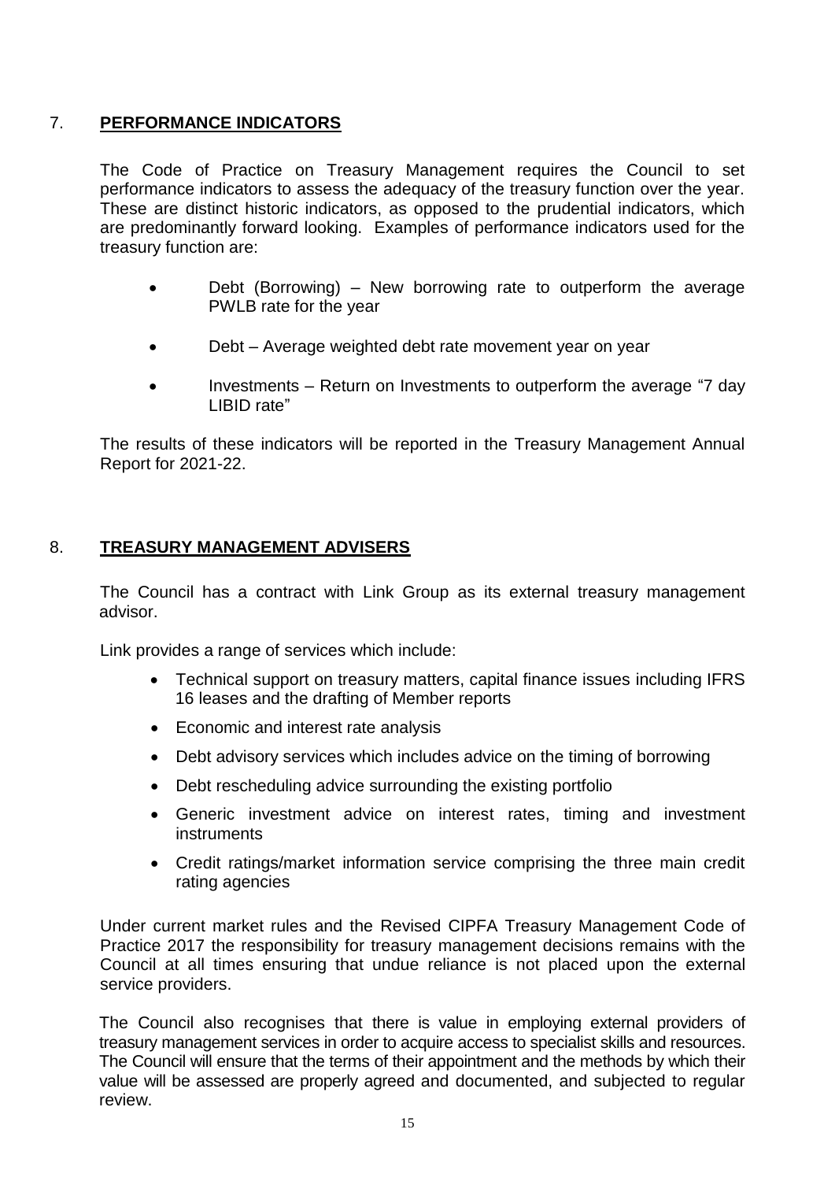## 7. **PERFORMANCE INDICATORS**

The Code of Practice on Treasury Management requires the Council to set performance indicators to assess the adequacy of the treasury function over the year. These are distinct historic indicators, as opposed to the prudential indicators, which are predominantly forward looking. Examples of performance indicators used for the treasury function are:

- Debt (Borrowing) – New borrowing rate to outperform the average PWLB rate for the year
- Debt – Average weighted debt rate movement year on year
- Investments – Return on Investments to outperform the average "7 day LIBID rate"

The results of these indicators will be reported in the Treasury Management Annual Report for 2021-22.

## 8. **TREASURY MANAGEMENT ADVISERS**

The Council has a contract with Link Group as its external treasury management advisor.

Link provides a range of services which include:

- Technical support on treasury matters, capital finance issues including IFRS 16 leases and the drafting of Member reports
- Economic and interest rate analysis
- Debt advisory services which includes advice on the timing of borrowing
- Debt rescheduling advice surrounding the existing portfolio
- Generic investment advice on interest rates, timing and investment instruments
- Credit ratings/market information service comprising the three main credit rating agencies

Under current market rules and the Revised CIPFA Treasury Management Code of Practice 2017 the responsibility for treasury management decisions remains with the Council at all times ensuring that undue reliance is not placed upon the external service providers.

The Council also recognises that there is value in employing external providers of treasury management services in order to acquire access to specialist skills and resources. The Council will ensure that the terms of their appointment and the methods by which their value will be assessed are properly agreed and documented, and subjected to regular review.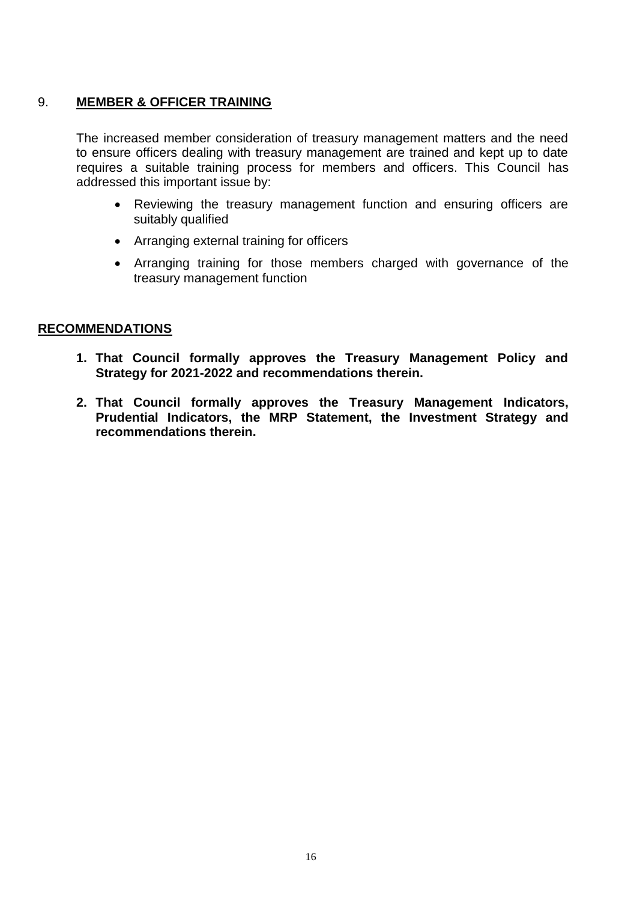## 9. MEMBER & OFFICER TRAINING

The increased member consideration of treasury management matters and the need to ensure officers dealing with treasury management are trained and kept up to date requires a suitable training process for members and officers. This Council has addressed this important issue by:

- Reviewing the treasury management function and ensuring officers are suitably qualified
- Arranging external training for officers
- Arranging training for those members charged with governance of the treasury management function

## RECOMMENDATIONS

1. **That Council formally approves the Treasury Management Policy and Strategy for 2021-2022 and recommendations therein.**
2. **That Council formally approves the Treasury Management Indicators, Prudential Indicators, the MRP Statement, the Investment Strategy and recommendations therein.**